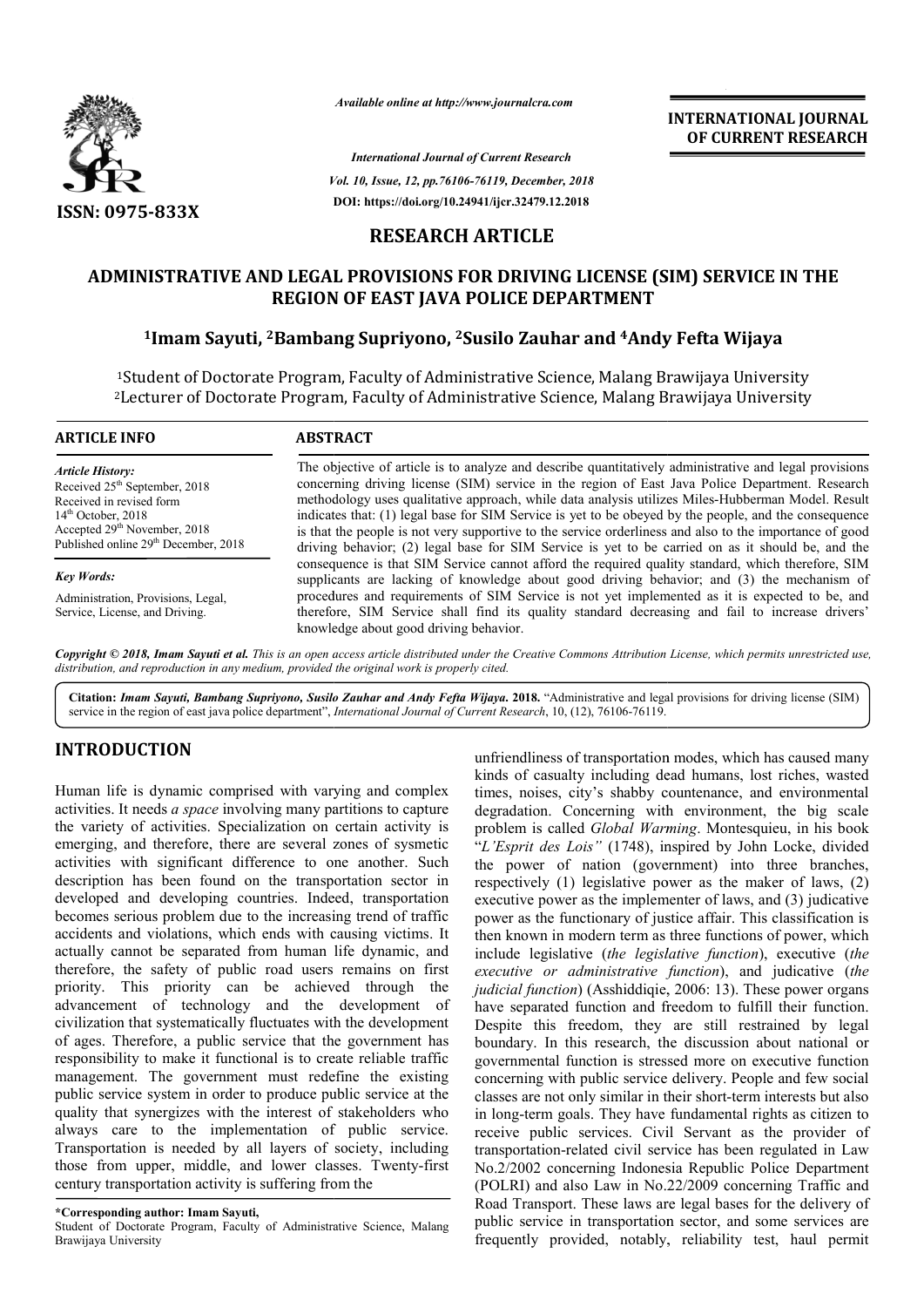*Available online at http://www.journalcra.com*

*International Journal of Current Research*
*Vol. 10, Issue, 12, pp.76106-76119, December, 2018*
**DOI: https://doi.org/10.24941/ijcr.32479.12.2018**

**INTERNATIONAL JOURNAL OF CURRENT RESEARCH**

**ISSN: 0975-833X**

## RESEARCH ARTICLE

# ADMINISTRATIVE AND LEGAL PROVISIONS FOR DRIVING LICENSE (SIM) SERVICE IN THE REGION OF EAST JAVA POLICE DEPARTMENT

**[1]Imam Sayuti, [2]Bambang Supriyono, [2]Susilo Zauhar and [4]Andy Fefta Wijaya**

[1]Student of Doctorate Program, Faculty of Administrative Science, Malang Brawijaya University
[2]Lecturer of Doctorate Program, Faculty of Administrative Science, Malang Brawijaya University

### ARTICLE INFO

***Article History:***
Received 25th September, 2018
Received in revised form
14th October, 2018
Accepted 29th November, 2018
Published online 29th December, 2018

***Key Words:***
Administration, Provisions, Legal, Service, License, and Driving.

### ABSTRACT

The objective of article is to analyze and describe quantitatively administrative and legal provisions concerning driving license (SIM) service in the region of East Java Police Department. Research methodology uses qualitative approach, while data analysis utilizes Miles-Hubberman Model. Result indicates that: (1) legal base for SIM Service is yet to be obeyed by the people, and the consequence is that the people is not very supportive to the service orderliness and also to the importance of good driving behavior; (2) legal base for SIM Service is yet to be carried on as it should be, and the consequence is that SIM Service cannot afford the required quality standard, which therefore, SIM supplicants are lacking of knowledge about good driving behavior; and (3) the mechanism of procedures and requirements of SIM Service is not yet implemented as it is expected to be, and therefore, SIM Service shall find its quality standard decreasing and fail to increase drivers' knowledge about good driving behavior.

*Copyright © 2018, Imam Sayuti et al. This is an open access article distributed under the Creative Commons Attribution License, which permits unrestricted use, distribution, and reproduction in any medium, provided the original work is properly cited.*

**Citation:** *Imam Sayuti, Bambang Supriyono, Susilo Zauhar and Andy Fefta Wijaya.* **2018.** "Administrative and legal provisions for driving license (SIM) service in the region of east java police department", *International Journal of Current Research*, 10, (12), 76106-76119.

## INTRODUCTION

Human life is dynamic comprised with varying and complex activities. It needs *a space* involving many partitions to capture the variety of activities. Specialization on certain activity is emerging, and therefore, there are several zones of sysmetic activities with significant difference to one another. Such description has been found on the transportation sector in developed and developing countries. Indeed, transportation becomes serious problem due to the increasing trend of traffic accidents and violations, which ends with causing victims. It actually cannot be separated from human life dynamic, and therefore, the safety of public road users remains on first priority. This priority can be achieved through the advancement of technology and the development of civilization that systematically fluctuates with the development of ages. Therefore, a public service that the government has responsibility to make it functional is to create reliable traffic management. The government must redefine the existing public service system in order to produce public service at the quality that synergizes with the interest of stakeholders who always care to the implementation of public service. Transportation is needed by all layers of society, including those from upper, middle, and lower classes. Twenty-first century transportation activity is suffering from the unfriendliness of transportation modes, which has caused many kinds of casualty including dead humans, lost riches, wasted times, noises, city's shabby countenance, and environmental degradation. Concerning with environment, the big scale problem is called *Global Warming*. Montesquieu, in his book "*L'Esprit des Lois"* (1748), inspired by John Locke, divided the power of nation (government) into three branches, respectively (1) legislative power as the maker of laws, (2) executive power as the implementer of laws, and (3) judicative power as the functionary of justice affair. This classification is then known in modern term as three functions of power, which include legislative (*the legislative function*), executive (*the executive or administrative function*), and judicative (*the judicial function*) (Asshiddiqie, 2006: 13). These power organs have separated function and freedom to fulfill their function. Despite this freedom, they are still restrained by legal boundary. In this research, the discussion about national or governmental function is stressed more on executive function concerning with public service delivery. People and few social classes are not only similar in their short-term interests but also in long-term goals. They have fundamental rights as citizen to receive public services. Civil Servant as the provider of transportation-related civil service has been regulated in Law No.2/2002 concerning Indonesia Republic Police Department (POLRI) and also Law in No.22/2009 concerning Traffic and Road Transport. These laws are legal bases for the delivery of public service in transportation sector, and some services are frequently provided, notably, reliability test, haul permit

**\*Corresponding author: Imam Sayuti,**
Student of Doctorate Program, Faculty of Administrative Science, Malang Brawijaya University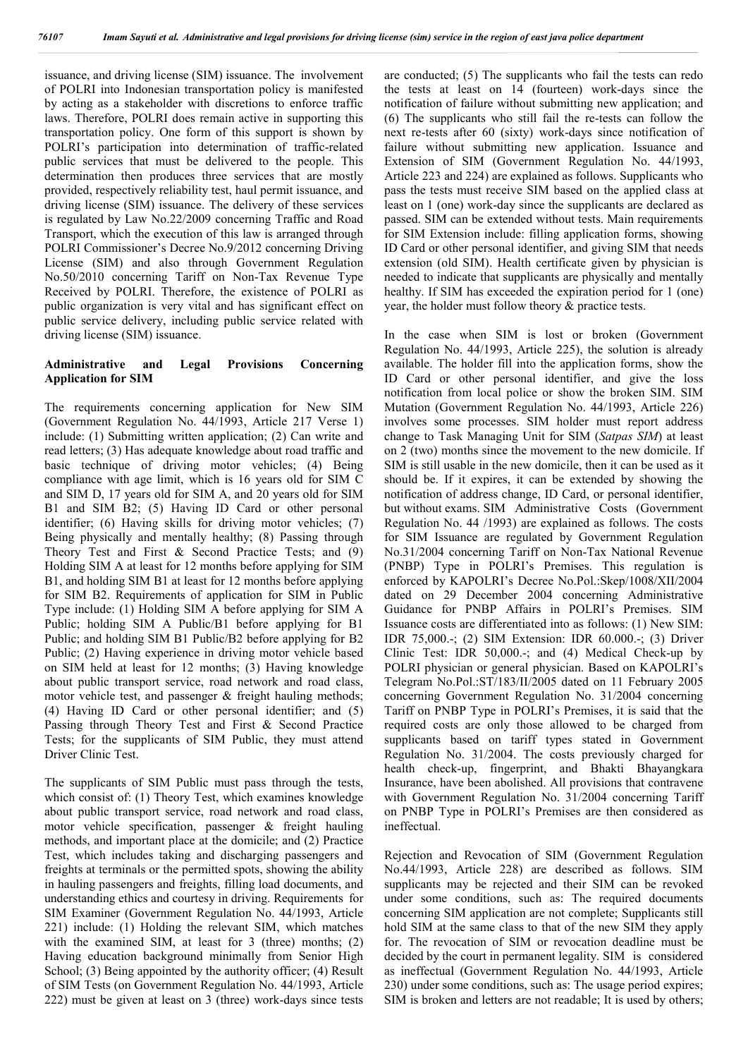issuance, and driving license (SIM) issuance. The involvement of POLRI into Indonesian transportation policy is manifested by acting as a stakeholder with discretions to enforce traffic laws. Therefore, POLRI does remain active in supporting this transportation policy. One form of this support is shown by POLRI's participation into determination of traffic-related public services that must be delivered to the people. This determination then produces three services that are mostly provided, respectively reliability test, haul permit issuance, and driving license (SIM) issuance. The delivery of these services is regulated by Law No.22/2009 concerning Traffic and Road Transport, which the execution of this law is arranged through POLRI Commissioner's Decree No.9/2012 concerning Driving License (SIM) and also through Government Regulation No.50/2010 concerning Tariff on Non-Tax Revenue Type Received by POLRI. Therefore, the existence of POLRI as public organization is very vital and has significant effect on public service delivery, including public service related with driving license (SIM) issuance.

## Administrative and Legal Provisions Concerning Application for SIM

The requirements concerning application for New SIM (Government Regulation No. 44/1993, Article 217 Verse 1) include: (1) Submitting written application; (2) Can write and read letters; (3) Has adequate knowledge about road traffic and basic technique of driving motor vehicles; (4) Being compliance with age limit, which is 16 years old for SIM C and SIM D, 17 years old for SIM A, and 20 years old for SIM B1 and SIM B2; (5) Having ID Card or other personal identifier; (6) Having skills for driving motor vehicles; (7) Being physically and mentally healthy; (8) Passing through Theory Test and First & Second Practice Tests; and (9) Holding SIM A at least for 12 months before applying for SIM B1, and holding SIM B1 at least for 12 months before applying for SIM B2. Requirements of application for SIM in Public Type include: (1) Holding SIM A before applying for SIM A Public; holding SIM A Public/B1 before applying for B1 Public; and holding SIM B1 Public/B2 before applying for B2 Public; (2) Having experience in driving motor vehicle based on SIM held at least for 12 months; (3) Having knowledge about public transport service, road network and road class, motor vehicle test, and passenger & freight hauling methods; (4) Having ID Card or other personal identifier; and (5) Passing through Theory Test and First & Second Practice Tests; for the supplicants of SIM Public, they must attend Driver Clinic Test.

The supplicants of SIM Public must pass through the tests, which consist of: (1) Theory Test, which examines knowledge about public transport service, road network and road class, motor vehicle specification, passenger & freight hauling methods, and important place at the domicile; and (2) Practice Test, which includes taking and discharging passengers and freights at terminals or the permitted spots, showing the ability in hauling passengers and freights, filling load documents, and understanding ethics and courtesy in driving. Requirements for SIM Examiner (Government Regulation No. 44/1993, Article 221) include: (1) Holding the relevant SIM, which matches with the examined SIM, at least for 3 (three) months; (2) Having education background minimally from Senior High School; (3) Being appointed by the authority officer; (4) Result of SIM Tests (on Government Regulation No. 44/1993, Article 222) must be given at least on 3 (three) work-days since tests are conducted; (5) The supplicants who fail the tests can redo the tests at least on 14 (fourteen) work-days since the notification of failure without submitting new application; and (6) The supplicants who still fail the re-tests can follow the next re-tests after 60 (sixty) work-days since notification of failure without submitting new application. Issuance and Extension of SIM (Government Regulation No. 44/1993, Article 223 and 224) are explained as follows. Supplicants who pass the tests must receive SIM based on the applied class at least on 1 (one) work-day since the supplicants are declared as passed. SIM can be extended without tests. Main requirements for SIM Extension include: filling application forms, showing ID Card or other personal identifier, and giving SIM that needs extension (old SIM). Health certificate given by physician is needed to indicate that supplicants are physically and mentally healthy. If SIM has exceeded the expiration period for 1 (one) year, the holder must follow theory & practice tests.

In the case when SIM is lost or broken (Government Regulation No. 44/1993, Article 225), the solution is already available. The holder fill into the application forms, show the ID Card or other personal identifier, and give the loss notification from local police or show the broken SIM. SIM Mutation (Government Regulation No. 44/1993, Article 226) involves some processes. SIM holder must report address change to Task Managing Unit for SIM (*Satpas SIM*) at least on 2 (two) months since the movement to the new domicile. If SIM is still usable in the new domicile, then it can be used as it should be. If it expires, it can be extended by showing the notification of address change, ID Card, or personal identifier, but without exams. SIM Administrative Costs (Government Regulation No. 44 /1993) are explained as follows. The costs for SIM Issuance are regulated by Government Regulation No.31/2004 concerning Tariff on Non-Tax National Revenue (PNBP) Type in POLRI's Premises. This regulation is enforced by KAPOLRI's Decree No.Pol.:Skep/1008/XII/2004 dated on 29 December 2004 concerning Administrative Guidance for PNBP Affairs in POLRI's Premises. SIM Issuance costs are differentiated into as follows: (1) New SIM: IDR 75,000.-; (2) SIM Extension: IDR 60.000.-; (3) Driver Clinic Test: IDR 50,000.-; and (4) Medical Check-up by POLRI physician or general physician. Based on KAPOLRI's Telegram No.Pol.:ST/183/II/2005 dated on 11 February 2005 concerning Government Regulation No. 31/2004 concerning Tariff on PNBP Type in POLRI's Premises, it is said that the required costs are only those allowed to be charged from supplicants based on tariff types stated in Government Regulation No. 31/2004. The costs previously charged for health check-up, fingerprint, and Bhakti Bhayangkara Insurance, have been abolished. All provisions that contravene with Government Regulation No. 31/2004 concerning Tariff on PNBP Type in POLRI's Premises are then considered as ineffectual.

Rejection and Revocation of SIM (Government Regulation No.44/1993, Article 228) are described as follows. SIM supplicants may be rejected and their SIM can be revoked under some conditions, such as: The required documents concerning SIM application are not complete; Supplicants still hold SIM at the same class to that of the new SIM they apply for. The revocation of SIM or revocation deadline must be decided by the court in permanent legality. SIM is considered as ineffectual (Government Regulation No. 44/1993, Article 230) under some conditions, such as: The usage period expires; SIM is broken and letters are not readable; It is used by others;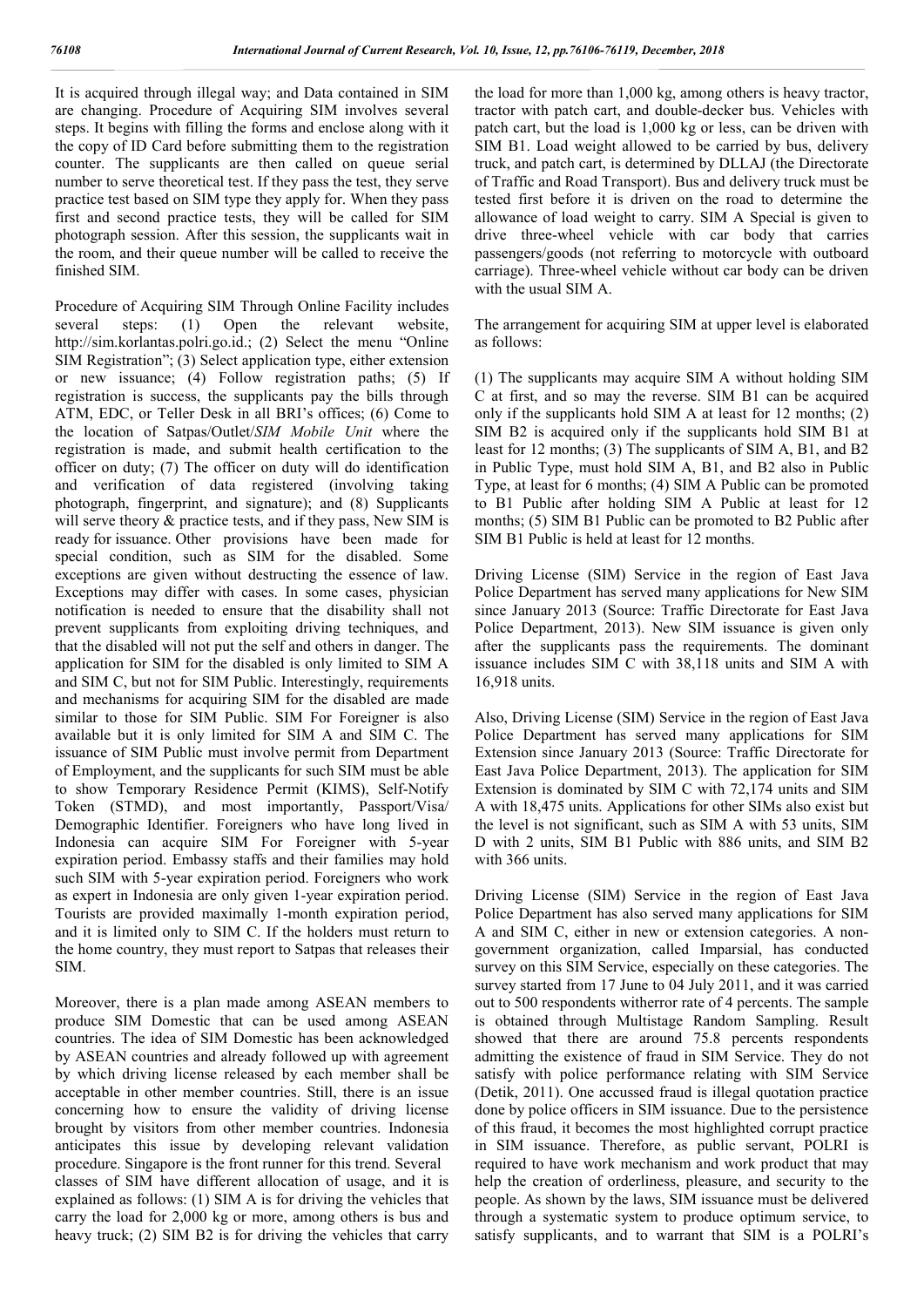It is acquired through illegal way; and Data contained in SIM are changing. Procedure of Acquiring SIM involves several steps. It begins with filling the forms and enclose along with it the copy of ID Card before submitting them to the registration counter. The supplicants are then called on queue serial number to serve theoretical test. If they pass the test, they serve practice test based on SIM type they apply for. When they pass first and second practice tests, they will be called for SIM photograph session. After this session, the supplicants wait in the room, and their queue number will be called to receive the finished SIM.

Procedure of Acquiring SIM Through Online Facility includes several steps: (1) Open the relevant website, http://sim.korlantas.polri.go.id.; (2) Select the menu "Online SIM Registration"; (3) Select application type, either extension or new issuance; (4) Follow registration paths; (5) If registration is success, the supplicants pay the bills through ATM, EDC, or Teller Desk in all BRI's offices; (6) Come to the location of Satpas/Outlet/*SIM Mobile Unit* where the registration is made, and submit health certification to the officer on duty; (7) The officer on duty will do identification and verification of data registered (involving taking photograph, fingerprint, and signature); and (8) Supplicants will serve theory & practice tests, and if they pass, New SIM is ready for issuance. Other provisions have been made for special condition, such as SIM for the disabled. Some exceptions are given without destructing the essence of law. Exceptions may differ with cases. In some cases, physician notification is needed to ensure that the disability shall not prevent supplicants from exploiting driving techniques, and that the disabled will not put the self and others in danger. The application for SIM for the disabled is only limited to SIM A and SIM C, but not for SIM Public. Interestingly, requirements and mechanisms for acquiring SIM for the disabled are made similar to those for SIM Public. SIM For Foreigner is also available but it is only limited for SIM A and SIM C. The issuance of SIM Public must involve permit from Department of Employment, and the supplicants for such SIM must be able to show Temporary Residence Permit (KIMS), Self-Notify Token (STMD), and most importantly, Passport/Visa/ Demographic Identifier. Foreigners who have long lived in Indonesia can acquire SIM For Foreigner with 5-year expiration period. Embassy staffs and their families may hold such SIM with 5-year expiration period. Foreigners who work as expert in Indonesia are only given 1-year expiration period. Tourists are provided maximally 1-month expiration period, and it is limited only to SIM C. If the holders must return to the home country, they must report to Satpas that releases their SIM.

Moreover, there is a plan made among ASEAN members to produce SIM Domestic that can be used among ASEAN countries. The idea of SIM Domestic has been acknowledged by ASEAN countries and already followed up with agreement by which driving license released by each member shall be acceptable in other member countries. Still, there is an issue concerning how to ensure the validity of driving license brought by visitors from other member countries. Indonesia anticipates this issue by developing relevant validation procedure. Singapore is the front runner for this trend. Several classes of SIM have different allocation of usage, and it is explained as follows: (1) SIM A is for driving the vehicles that carry the load for 2,000 kg or more, among others is bus and heavy truck; (2) SIM B2 is for driving the vehicles that carry the load for more than 1,000 kg, among others is heavy tractor, tractor with patch cart, and double-decker bus. Vehicles with patch cart, but the load is 1,000 kg or less, can be driven with SIM B1. Load weight allowed to be carried by bus, delivery truck, and patch cart, is determined by DLLAJ (the Directorate of Traffic and Road Transport). Bus and delivery truck must be tested first before it is driven on the road to determine the allowance of load weight to carry. SIM A Special is given to drive three-wheel vehicle with car body that carries passengers/goods (not referring to motorcycle with outboard carriage). Three-wheel vehicle without car body can be driven with the usual SIM A.

The arrangement for acquiring SIM at upper level is elaborated as follows:

(1) The supplicants may acquire SIM A without holding SIM C at first, and so may the reverse. SIM B1 can be acquired only if the supplicants hold SIM A at least for 12 months; (2) SIM B2 is acquired only if the supplicants hold SIM B1 at least for 12 months; (3) The supplicants of SIM A, B1, and B2 in Public Type, must hold SIM A, B1, and B2 also in Public Type, at least for 6 months; (4) SIM A Public can be promoted to B1 Public after holding SIM A Public at least for 12 months; (5) SIM B1 Public can be promoted to B2 Public after SIM B1 Public is held at least for 12 months.

Driving License (SIM) Service in the region of East Java Police Department has served many applications for New SIM since January 2013 (Source: Traffic Directorate for East Java Police Department, 2013). New SIM issuance is given only after the supplicants pass the requirements. The dominant issuance includes SIM C with 38,118 units and SIM A with 16,918 units.

Also, Driving License (SIM) Service in the region of East Java Police Department has served many applications for SIM Extension since January 2013 (Source: Traffic Directorate for East Java Police Department, 2013). The application for SIM Extension is dominated by SIM C with 72,174 units and SIM A with 18,475 units. Applications for other SIMs also exist but the level is not significant, such as SIM A with 53 units, SIM D with 2 units, SIM B1 Public with 886 units, and SIM B2 with 366 units.

Driving License (SIM) Service in the region of East Java Police Department has also served many applications for SIM A and SIM C, either in new or extension categories. A non-government organization, called Imparsial, has conducted survey on this SIM Service, especially on these categories. The survey started from 17 June to 04 July 2011, and it was carried out to 500 respondents witherror rate of 4 percents. The sample is obtained through Multistage Random Sampling. Result showed that there are around 75.8 percents respondents admitting the existence of fraud in SIM Service. They do not satisfy with police performance relating with SIM Service (Detik, 2011). One accussed fraud is illegal quotation practice done by police officers in SIM issuance. Due to the persistence of this fraud, it becomes the most highlighted corrupt practice in SIM issuance. Therefore, as public servant, POLRI is required to have work mechanism and work product that may help the creation of orderliness, pleasure, and security to the people. As shown by the laws, SIM issuance must be delivered through a systematic system to produce optimum service, to satisfy supplicants, and to warrant that SIM is a POLRI's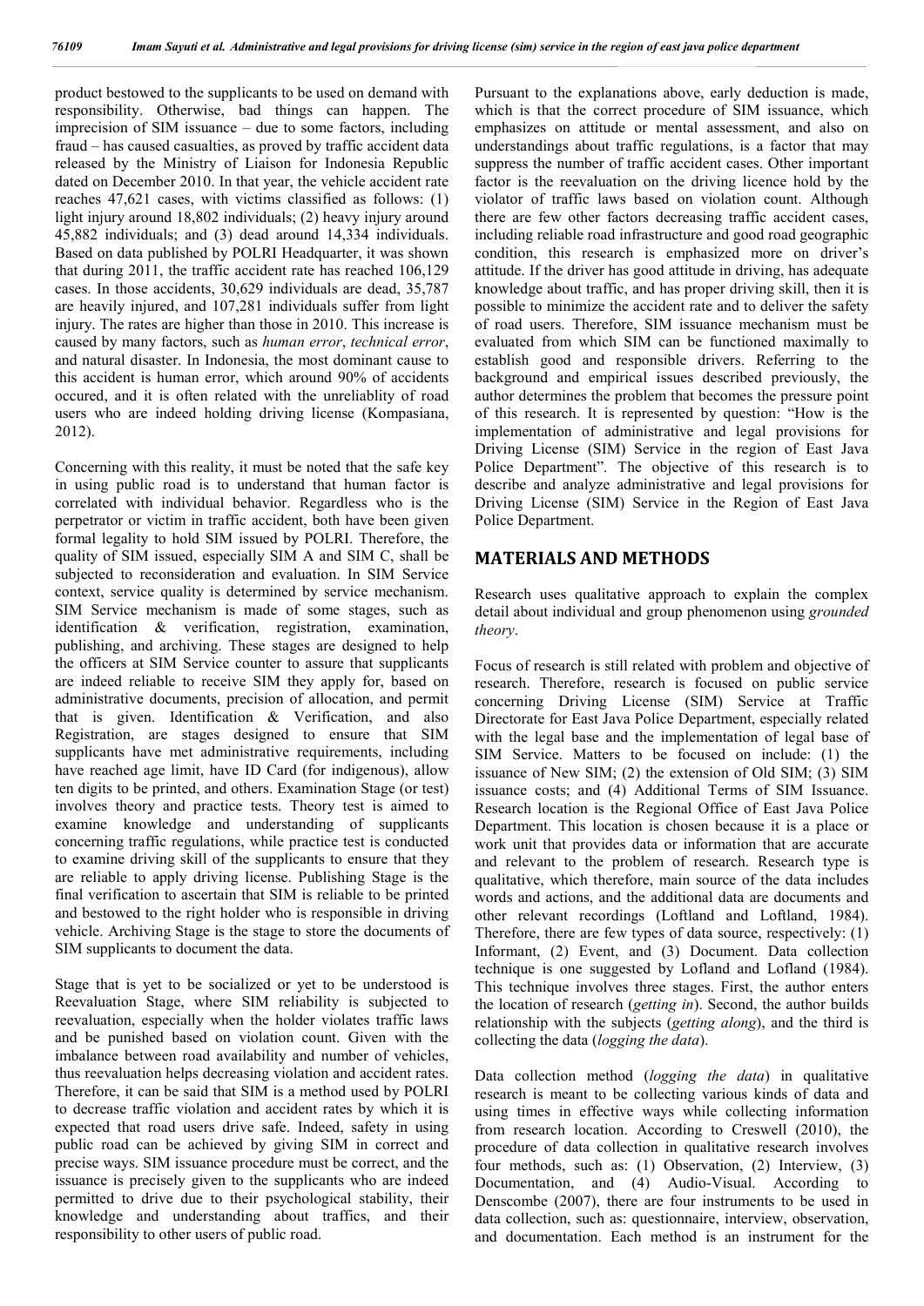product bestowed to the supplicants to be used on demand with responsibility. Otherwise, bad things can happen. The imprecision of SIM issuance – due to some factors, including fraud – has caused casualties, as proved by traffic accident data released by the Ministry of Liaison for Indonesia Republic dated on December 2010. In that year, the vehicle accident rate reaches 47,621 cases, with victims classified as follows: (1) light injury around 18,802 individuals; (2) heavy injury around 45,882 individuals; and (3) dead around 14,334 individuals. Based on data published by POLRI Headquarter, it was shown that during 2011, the traffic accident rate has reached 106,129 cases. In those accidents, 30,629 individuals are dead, 35,787 are heavily injured, and 107,281 individuals suffer from light injury. The rates are higher than those in 2010. This increase is caused by many factors, such as *human error*, *technical error*, and natural disaster. In Indonesia, the most dominant cause to this accident is human error, which around 90% of accidents occured, and it is often related with the unreliablity of road users who are indeed holding driving license (Kompasiana, 2012).

Concerning with this reality, it must be noted that the safe key in using public road is to understand that human factor is correlated with individual behavior. Regardless who is the perpetrator or victim in traffic accident, both have been given formal legality to hold SIM issued by POLRI. Therefore, the quality of SIM issued, especially SIM A and SIM C, shall be subjected to reconsideration and evaluation. In SIM Service context, service quality is determined by service mechanism. SIM Service mechanism is made of some stages, such as identification & verification, registration, examination, publishing, and archiving. These stages are designed to help the officers at SIM Service counter to assure that supplicants are indeed reliable to receive SIM they apply for, based on administrative documents, precision of allocation, and permit that is given. Identification & Verification, and also Registration, are stages designed to ensure that SIM supplicants have met administrative requirements, including have reached age limit, have ID Card (for indigenous), allow ten digits to be printed, and others. Examination Stage (or test) involves theory and practice tests. Theory test is aimed to examine knowledge and understanding of supplicants concerning traffic regulations, while practice test is conducted to examine driving skill of the supplicants to ensure that they are reliable to apply driving license. Publishing Stage is the final verification to ascertain that SIM is reliable to be printed and bestowed to the right holder who is responsible in driving vehicle. Archiving Stage is the stage to store the documents of SIM supplicants to document the data.

Stage that is yet to be socialized or yet to be understood is Reevaluation Stage, where SIM reliability is subjected to reevaluation, especially when the holder violates traffic laws and be punished based on violation count. Given with the imbalance between road availability and number of vehicles, thus reevaluation helps decreasing violation and accident rates. Therefore, it can be said that SIM is a method used by POLRI to decrease traffic violation and accident rates by which it is expected that road users drive safe. Indeed, safety in using public road can be achieved by giving SIM in correct and precise ways. SIM issuance procedure must be correct, and the issuance is precisely given to the supplicants who are indeed permitted to drive due to their psychological stability, their knowledge and understanding about traffics, and their responsibility to other users of public road.

Pursuant to the explanations above, early deduction is made, which is that the correct procedure of SIM issuance, which emphasizes on attitude or mental assessment, and also on understandings about traffic regulations, is a factor that may suppress the number of traffic accident cases. Other important factor is the reevaluation on the driving licence hold by the violator of traffic laws based on violation count. Although there are few other factors decreasing traffic accident cases, including reliable road infrastructure and good road geographic condition, this research is emphasized more on driver's attitude. If the driver has good attitude in driving, has adequate knowledge about traffic, and has proper driving skill, then it is possible to minimize the accident rate and to deliver the safety of road users. Therefore, SIM issuance mechanism must be evaluated from which SIM can be functioned maximally to establish good and responsible drivers. Referring to the background and empirical issues described previously, the author determines the problem that becomes the pressure point of this research. It is represented by question: "How is the implementation of administrative and legal provisions for Driving License (SIM) Service in the region of East Java Police Department". The objective of this research is to describe and analyze administrative and legal provisions for Driving License (SIM) Service in the Region of East Java Police Department.

## MATERIALS AND METHODS

Research uses qualitative approach to explain the complex detail about individual and group phenomenon using *grounded theory*.

Focus of research is still related with problem and objective of research. Therefore, research is focused on public service concerning Driving License (SIM) Service at Traffic Directorate for East Java Police Department, especially related with the legal base and the implementation of legal base of SIM Service. Matters to be focused on include: (1) the issuance of New SIM; (2) the extension of Old SIM; (3) SIM issuance costs; and (4) Additional Terms of SIM Issuance. Research location is the Regional Office of East Java Police Department. This location is chosen because it is a place or work unit that provides data or information that are accurate and relevant to the problem of research. Research type is qualitative, which therefore, main source of the data includes words and actions, and the additional data are documents and other relevant recordings (Loftland and Loftland, 1984). Therefore, there are few types of data source, respectively: (1) Informant, (2) Event, and (3) Document. Data collection technique is one suggested by Lofland and Lofland (1984). This technique involves three stages. First, the author enters the location of research (*getting in*). Second, the author builds relationship with the subjects (*getting along*), and the third is collecting the data (*logging the data*).

Data collection method (*logging the data*) in qualitative research is meant to be collecting various kinds of data and using times in effective ways while collecting information from research location. According to Creswell (2010), the procedure of data collection in qualitative research involves four methods, such as: (1) Observation, (2) Interview, (3) Documentation, and (4) Audio-Visual. According to Denscombe (2007), there are four instruments to be used in data collection, such as: questionnaire, interview, observation, and documentation. Each method is an instrument for the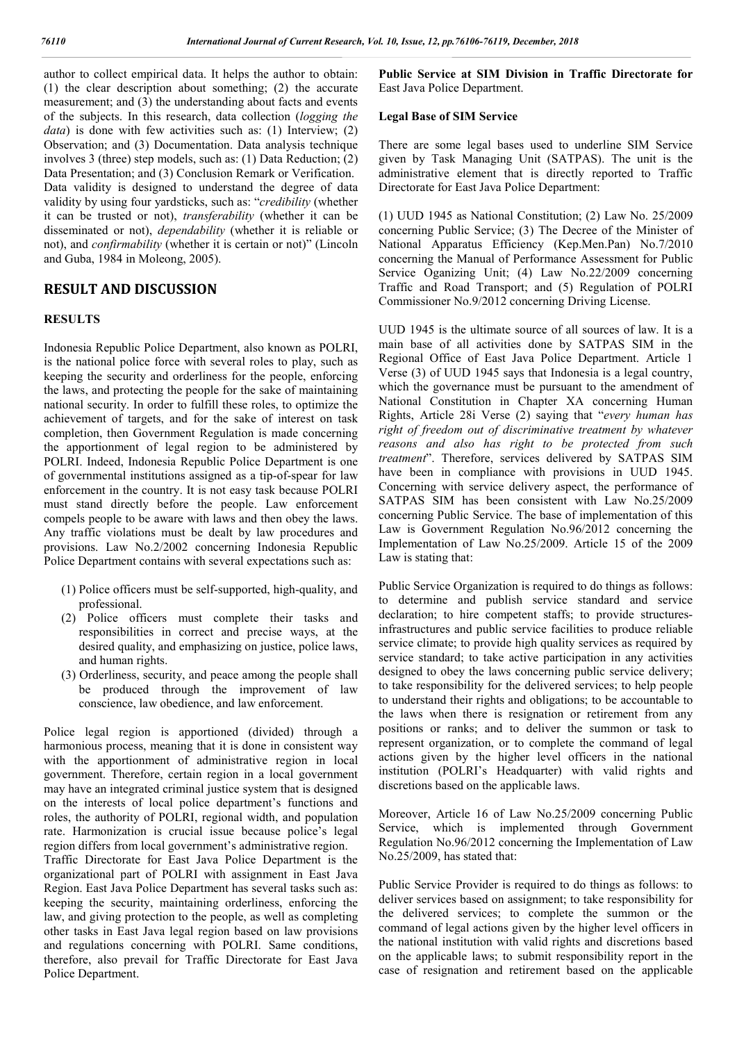author to collect empirical data. It helps the author to obtain: (1) the clear description about something; (2) the accurate measurement; and (3) the understanding about facts and events of the subjects. In this research, data collection (*logging the data*) is done with few activities such as: (1) Interview; (2) Observation; and (3) Documentation. Data analysis technique involves 3 (three) step models, such as: (1) Data Reduction; (2) Data Presentation; and (3) Conclusion Remark or Verification. Data validity is designed to understand the degree of data validity by using four yardsticks, such as: "*credibility* (whether it can be trusted or not), *transferability* (whether it can be disseminated or not), *dependability* (whether it is reliable or not), and *confirmability* (whether it is certain or not)" (Lincoln and Guba, 1984 in Moleong, 2005).

# RESULT AND DISCUSSION

## RESULTS

Indonesia Republic Police Department, also known as POLRI, is the national police force with several roles to play, such as keeping the security and orderliness for the people, enforcing the laws, and protecting the people for the sake of maintaining national security. In order to fulfill these roles, to optimize the achievement of targets, and for the sake of interest on task completion, then Government Regulation is made concerning the apportionment of legal region to be administered by POLRI. Indeed, Indonesia Republic Police Department is one of governmental institutions assigned as a tip-of-spear for law enforcement in the country. It is not easy task because POLRI must stand directly before the people. Law enforcement compels people to be aware with laws and then obey the laws. Any traffic violations must be dealt by law procedures and provisions. Law No.2/2002 concerning Indonesia Republic Police Department contains with several expectations such as:

(1) Police officers must be self-supported, high-quality, and professional.
(2) Police officers must complete their tasks and responsibilities in correct and precise ways, at the desired quality, and emphasizing on justice, police laws, and human rights.
(3) Orderliness, security, and peace among the people shall be produced through the improvement of law conscience, law obedience, and law enforcement.

Police legal region is apportioned (divided) through a harmonious process, meaning that it is done in consistent way with the apportionment of administrative region in local government. Therefore, certain region in a local government may have an integrated criminal justice system that is designed on the interests of local police department's functions and roles, the authority of POLRI, regional width, and population rate. Harmonization is crucial issue because police's legal region differs from local government's administrative region.

Traffic Directorate for East Java Police Department is the organizational part of POLRI with assignment in East Java Region. East Java Police Department has several tasks such as: keeping the security, maintaining orderliness, enforcing the law, and giving protection to the people, as well as completing other tasks in East Java legal region based on law provisions and regulations concerning with POLRI. Same conditions, therefore, also prevail for Traffic Directorate for East Java Police Department.

**Public Service at SIM Division in Traffic Directorate for** East Java Police Department.

**Legal Base of SIM Service**

There are some legal bases used to underline SIM Service given by Task Managing Unit (SATPAS). The unit is the administrative element that is directly reported to Traffic Directorate for East Java Police Department:

(1) UUD 1945 as National Constitution; (2) Law No. 25/2009 concerning Public Service; (3) The Decree of the Minister of National Apparatus Efficiency (Kep.Men.Pan) No.7/2010 concerning the Manual of Performance Assessment for Public Service Oganizing Unit; (4) Law No.22/2009 concerning Traffic and Road Transport; and (5) Regulation of POLRI Commissioner No.9/2012 concerning Driving License.

UUD 1945 is the ultimate source of all sources of law. It is a main base of all activities done by SATPAS SIM in the Regional Office of East Java Police Department. Article 1 Verse (3) of UUD 1945 says that Indonesia is a legal country, which the governance must be pursuant to the amendment of National Constitution in Chapter XA concerning Human Rights, Article 28i Verse (2) saying that "*every human has right of freedom out of discriminative treatment by whatever reasons and also has right to be protected from such treatment*". Therefore, services delivered by SATPAS SIM have been in compliance with provisions in UUD 1945. Concerning with service delivery aspect, the performance of SATPAS SIM has been consistent with Law No.25/2009 concerning Public Service. The base of implementation of this Law is Government Regulation No.96/2012 concerning the Implementation of Law No.25/2009. Article 15 of the 2009 Law is stating that:

Public Service Organization is required to do things as follows: to determine and publish service standard and service declaration; to hire competent staffs; to provide structures-infrastructures and public service facilities to produce reliable service climate; to provide high quality services as required by service standard; to take active participation in any activities designed to obey the laws concerning public service delivery; to take responsibility for the delivered services; to help people to understand their rights and obligations; to be accountable to the laws when there is resignation or retirement from any positions or ranks; and to deliver the summon or task to represent organization, or to complete the command of legal actions given by the higher level officers in the national institution (POLRI's Headquarter) with valid rights and discretions based on the applicable laws.

Moreover, Article 16 of Law No.25/2009 concerning Public Service, which is implemented through Government Regulation No.96/2012 concerning the Implementation of Law No.25/2009, has stated that:

Public Service Provider is required to do things as follows: to deliver services based on assignment; to take responsibility for the delivered services; to complete the summon or the command of legal actions given by the higher level officers in the national institution with valid rights and discretions based on the applicable laws; to submit responsibility report in the case of resignation and retirement based on the applicable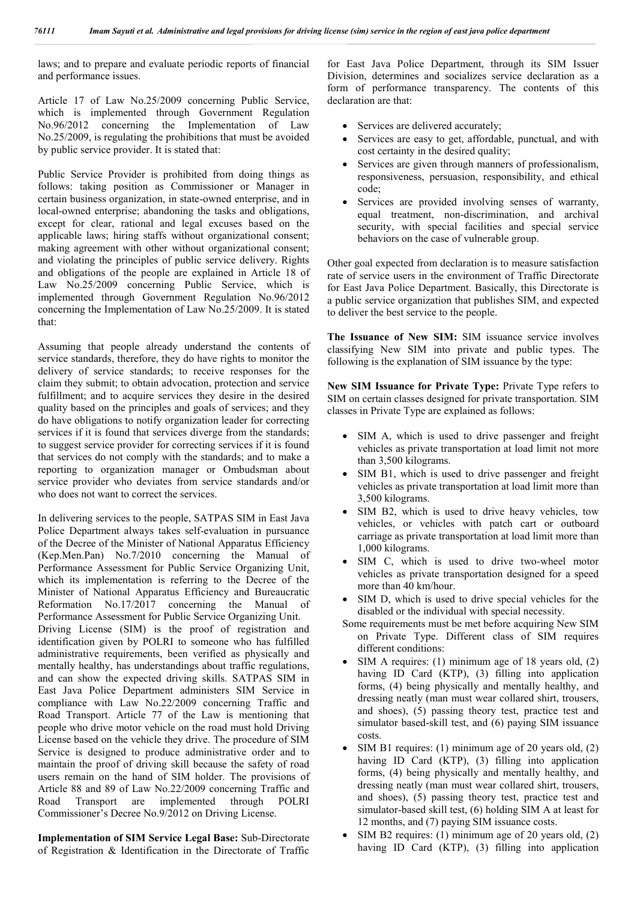laws; and to prepare and evaluate periodic reports of financial and performance issues.

Article 17 of Law No.25/2009 concerning Public Service, which is implemented through Government Regulation No.96/2012 concerning the Implementation of Law No.25/2009, is regulating the prohibitions that must be avoided by public service provider. It is stated that:

Public Service Provider is prohibited from doing things as follows: taking position as Commissioner or Manager in certain business organization, in state-owned enterprise, and in local-owned enterprise; abandoning the tasks and obligations, except for clear, rational and legal excuses based on the applicable laws; hiring staffs without organizational consent; making agreement with other without organizational consent; and violating the principles of public service delivery. Rights and obligations of the people are explained in Article 18 of Law No.25/2009 concerning Public Service, which is implemented through Government Regulation No.96/2012 concerning the Implementation of Law No.25/2009. It is stated that:

Assuming that people already understand the contents of service standards, therefore, they do have rights to monitor the delivery of service standards; to receive responses for the claim they submit; to obtain advocation, protection and service fulfillment; and to acquire services they desire in the desired quality based on the principles and goals of services; and they do have obligations to notify organization leader for correcting services if it is found that services diverge from the standards; to suggest service provider for correcting services if it is found that services do not comply with the standards; and to make a reporting to organization manager or Ombudsman about service provider who deviates from service standards and/or who does not want to correct the services.

In delivering services to the people, SATPAS SIM in East Java Police Department always takes self-evaluation in pursuance of the Decree of the Minister of National Apparatus Efficiency (Kep.Men.Pan) No.7/2010 concerning the Manual of Performance Assessment for Public Service Organizing Unit, which its implementation is referring to the Decree of the Minister of National Apparatus Efficiency and Bureaucratic Reformation No.17/2017 concerning the Manual of Performance Assessment for Public Service Organizing Unit. Driving License (SIM) is the proof of registration and identification given by POLRI to someone who has fulfilled administrative requirements, been verified as physically and mentally healthy, has understandings about traffic regulations, and can show the expected driving skills. SATPAS SIM in East Java Police Department administers SIM Service in compliance with Law No.22/2009 concerning Traffic and Road Transport. Article 77 of the Law is mentioning that people who drive motor vehicle on the road must hold Driving License based on the vehicle they drive. The procedure of SIM Service is designed to produce administrative order and to maintain the proof of driving skill because the safety of road users remain on the hand of SIM holder. The provisions of Article 88 and 89 of Law No.22/2009 concerning Traffic and Road Transport are implemented through POLRI Commissioner's Decree No.9/2012 on Driving License.

**Implementation of SIM Service Legal Base:** Sub-Directorate of Registration & Identification in the Directorate of Traffic for East Java Police Department, through its SIM Issuer Division, determines and socializes service declaration as a form of performance transparency. The contents of this declaration are that:

- Services are delivered accurately;
- Services are easy to get, affordable, punctual, and with cost certainty in the desired quality;
- Services are given through manners of professionalism, responsiveness, persuasion, responsibility, and ethical code;
- Services are provided involving senses of warranty, equal treatment, non-discrimination, and archival security, with special facilities and special service behaviors on the case of vulnerable group.

Other goal expected from declaration is to measure satisfaction rate of service users in the environment of Traffic Directorate for East Java Police Department. Basically, this Directorate is a public service organization that publishes SIM, and expected to deliver the best service to the people.

**The Issuance of New SIM:** SIM issuance service involves classifying New SIM into private and public types. The following is the explanation of SIM issuance by the type:

**New SIM Issuance for Private Type:** Private Type refers to SIM on certain classes designed for private transportation. SIM classes in Private Type are explained as follows:

- SIM A, which is used to drive passenger and freight vehicles as private transportation at load limit not more than 3,500 kilograms.
- SIM B1, which is used to drive passenger and freight vehicles as private transportation at load limit more than 3,500 kilograms.
- SIM B2, which is used to drive heavy vehicles, tow vehicles, or vehicles with patch cart or outboard carriage as private transportation at load limit more than 1,000 kilograms.
- SIM C, which is used to drive two-wheel motor vehicles as private transportation designed for a speed more than 40 km/hour.
- SIM D, which is used to drive special vehicles for the disabled or the individual with special necessity.

Some requirements must be met before acquiring New SIM on Private Type. Different class of SIM requires different conditions:

- SIM A requires: (1) minimum age of 18 years old, (2) having ID Card (KTP), (3) filling into application forms, (4) being physically and mentally healthy, and dressing neatly (man must wear collared shirt, trousers, and shoes), (5) passing theory test, practice test and simulator based-skill test, and (6) paying SIM issuance costs.
- SIM B1 requires: (1) minimum age of 20 years old, (2) having ID Card (KTP), (3) filling into application forms, (4) being physically and mentally healthy, and dressing neatly (man must wear collared shirt, trousers, and shoes), (5) passing theory test, practice test and simulator-based skill test, (6) holding SIM A at least for 12 months, and (7) paying SIM issuance costs.
- SIM B2 requires: (1) minimum age of 20 years old, (2) having ID Card (KTP), (3) filling into application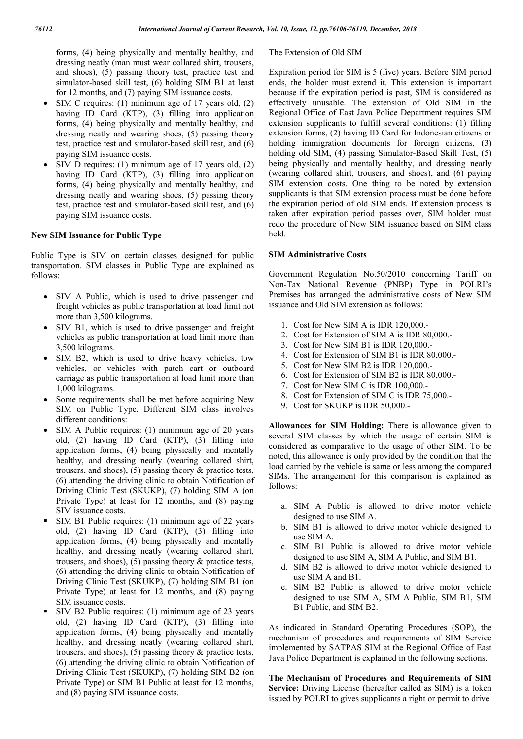forms, (4) being physically and mentally healthy, and dressing neatly (man must wear collared shirt, trousers, and shoes), (5) passing theory test, practice test and simulator-based skill test, (6) holding SIM B1 at least for 12 months, and (7) paying SIM issuance costs.

- SIM C requires: (1) minimum age of 17 years old, (2) having ID Card (KTP), (3) filling into application forms, (4) being physically and mentally healthy, and dressing neatly and wearing shoes, (5) passing theory test, practice test and simulator-based skill test, and (6) paying SIM issuance costs.
- SIM D requires: (1) minimum age of 17 years old, (2) having ID Card (KTP), (3) filling into application forms, (4) being physically and mentally healthy, and dressing neatly and wearing shoes, (5) passing theory test, practice test and simulator-based skill test, and (6) paying SIM issuance costs.

**New SIM Issuance for Public Type**

Public Type is SIM on certain classes designed for public transportation. SIM classes in Public Type are explained as follows:

- SIM A Public, which is used to drive passenger and freight vehicles as public transportation at load limit not more than 3,500 kilograms.
- SIM B1, which is used to drive passenger and freight vehicles as public transportation at load limit more than 3,500 kilograms.
- SIM B2, which is used to drive heavy vehicles, tow vehicles, or vehicles with patch cart or outboard carriage as public transportation at load limit more than 1,000 kilograms.
- Some requirements shall be met before acquiring New SIM on Public Type. Different SIM class involves different conditions:
- SIM A Public requires: (1) minimum age of 20 years old, (2) having ID Card (KTP), (3) filling into application forms, (4) being physically and mentally healthy, and dressing neatly (wearing collared shirt, trousers, and shoes), (5) passing theory & practice tests, (6) attending the driving clinic to obtain Notification of Driving Clinic Test (SKUKP), (7) holding SIM A (on Private Type) at least for 12 months, and (8) paying SIM issuance costs.
- SIM B1 Public requires: (1) minimum age of 22 years old, (2) having ID Card (KTP), (3) filling into application forms, (4) being physically and mentally healthy, and dressing neatly (wearing collared shirt, trousers, and shoes), (5) passing theory & practice tests, (6) attending the driving clinic to obtain Notification of Driving Clinic Test (SKUKP), (7) holding SIM B1 (on Private Type) at least for 12 months, and (8) paying SIM issuance costs.
- SIM B2 Public requires: (1) minimum age of 23 years old, (2) having ID Card (KTP), (3) filling into application forms, (4) being physically and mentally healthy, and dressing neatly (wearing collared shirt, trousers, and shoes), (5) passing theory & practice tests, (6) attending the driving clinic to obtain Notification of Driving Clinic Test (SKUKP), (7) holding SIM B2 (on Private Type) or SIM B1 Public at least for 12 months, and (8) paying SIM issuance costs.

The Extension of Old SIM

Expiration period for SIM is 5 (five) years. Before SIM period ends, the holder must extend it. This extension is important because if the expiration period is past, SIM is considered as effectively unusable. The extension of Old SIM in the Regional Office of East Java Police Department requires SIM extension supplicants to fulfill several conditions: (1) filling extension forms, (2) having ID Card for Indonesian citizens or holding immigration documents for foreign citizens, (3) holding old SIM, (4) passing Simulator-Based Skill Test, (5) being physically and mentally healthy, and dressing neatly (wearing collared shirt, trousers, and shoes), and (6) paying SIM extension costs. One thing to be noted by extension supplicants is that SIM extension process must be done before the expiration period of old SIM ends. If extension process is taken after expiration period passes over, SIM holder must redo the procedure of New SIM issuance based on SIM class held.

**SIM Administrative Costs**

Government Regulation No.50/2010 concerning Tariff on Non-Tax National Revenue (PNBP) Type in POLRI's Premises has arranged the administrative costs of New SIM issuance and Old SIM extension as follows:

1. Cost for New SIM A is IDR 120,000.-
2. Cost for Extension of SIM A is IDR 80,000.-
3. Cost for New SIM B1 is IDR 120,000.-
4. Cost for Extension of SIM B1 is IDR 80,000.-
5. Cost for New SIM B2 is IDR 120,000.-
6. Cost for Extension of SIM B2 is IDR 80,000.-
7. Cost for New SIM C is IDR 100,000.-
8. Cost for Extension of SIM C is IDR 75,000.-
9. Cost for SKUKP is IDR 50,000.-

**Allowances for SIM Holding:** There is allowance given to several SIM classes by which the usage of certain SIM is considered as comparative to the usage of other SIM. To be noted, this allowance is only provided by the condition that the load carried by the vehicle is same or less among the compared SIMs. The arrangement for this comparison is explained as follows:

a. SIM A Public is allowed to drive motor vehicle designed to use SIM A.
b. SIM B1 is allowed to drive motor vehicle designed to use SIM A.
c. SIM B1 Public is allowed to drive motor vehicle designed to use SIM A, SIM A Public, and SIM B1.
d. SIM B2 is allowed to drive motor vehicle designed to use SIM A and B1.
e. SIM B2 Public is allowed to drive motor vehicle designed to use SIM A, SIM A Public, SIM B1, SIM B1 Public, and SIM B2.

As indicated in Standard Operating Procedures (SOP), the mechanism of procedures and requirements of SIM Service implemented by SATPAS SIM at the Regional Office of East Java Police Department is explained in the following sections.

**The Mechanism of Procedures and Requirements of SIM Service:** Driving License (hereafter called as SIM) is a token issued by POLRI to gives supplicants a right or permit to drive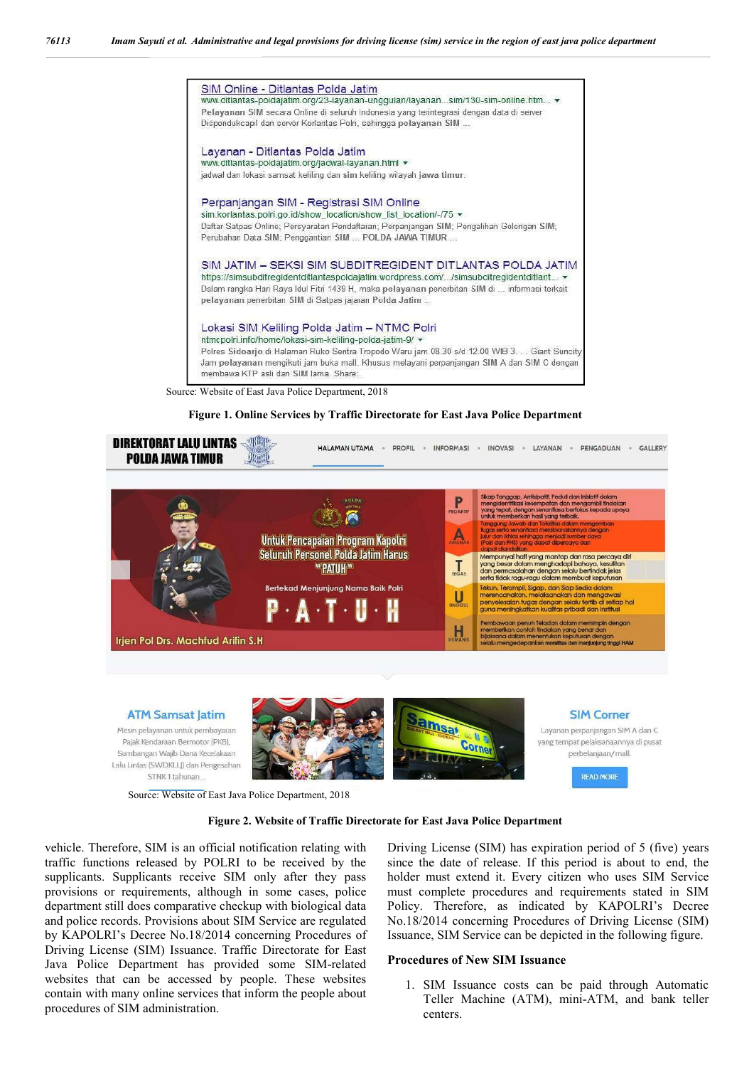Source: Website of East Java Police Department, 2018

**Figure 1. Online Services by Traffic Directorate for East Java Police Department**

Source: Website of East Java Police Department, 2018

**Figure 2. Website of Traffic Directorate for East Java Police Department**

vehicle. Therefore, SIM is an official notification relating with traffic functions released by POLRI to be received by the supplicants. Supplicants receive SIM only after they pass provisions or requirements, although in some cases, police department still does comparative checkup with biological data and police records. Provisions about SIM Service are regulated by KAPOLRI's Decree No.18/2014 concerning Procedures of Driving License (SIM) Issuance. Traffic Directorate for East Java Police Department has provided some SIM-related websites that can be accessed by people. These websites contain with many online services that inform the people about procedures of SIM administration.

Driving License (SIM) has expiration period of 5 (five) years since the date of release. If this period is about to end, the holder must extend it. Every citizen who uses SIM Service must complete procedures and requirements stated in SIM Policy. Therefore, as indicated by KAPOLRI's Decree No.18/2014 concerning Procedures of Driving License (SIM) Issuance, SIM Service can be depicted in the following figure.

**Procedures of New SIM Issuance**

1. SIM Issuance costs can be paid through Automatic Teller Machine (ATM), mini-ATM, and bank teller centers.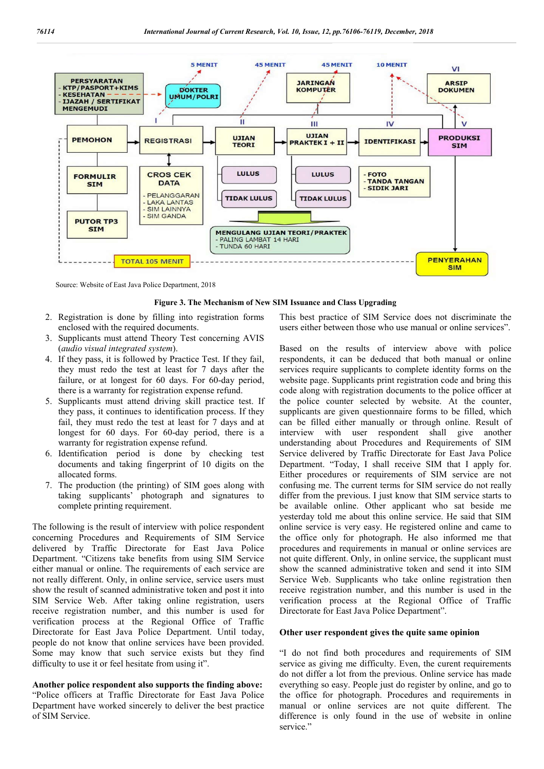Source: Website of East Java Police Department, 2018

**Figure 3. The Mechanism of New SIM Issuance and Class Upgrading**

2. Registration is done by filling into registration forms enclosed with the required documents.
3. Supplicants must attend Theory Test concerning AVIS (*audio visual integrated system*).
4. If they pass, it is followed by Practice Test. If they fail, they must redo the test at least for 7 days after the failure, or at longest for 60 days. For 60-day period, there is a warranty for registration expense refund.
5. Supplicants must attend driving skill practice test. If they pass, it continues to identification process. If they fail, they must redo the test at least for 7 days and at longest for 60 days. For 60-day period, there is a warranty for registration expense refund.
6. Identification period is done by checking test documents and taking fingerprint of 10 digits on the allocated forms.
7. The production (the printing) of SIM goes along with taking supplicants' photograph and signatures to complete printing requirement.

The following is the result of interview with police respondent concerning Procedures and Requirements of SIM Service delivered by Traffic Directorate for East Java Police Department. "Citizens take benefits from using SIM Service either manual or online. The requirements of each service are not really different. Only, in online service, service users must show the result of scanned administrative token and post it into SIM Service Web. After taking online registration, users receive registration number, and this number is used for verification process at the Regional Office of Traffic Directorate for East Java Police Department. Until today, people do not know that online services have been provided. Some may know that such service exists but they find difficulty to use it or feel hesitate from using it".

**Another police respondent also supports the finding above:** "Police officers at Traffic Directorate for East Java Police Department have worked sincerely to deliver the best practice of SIM Service. This best practice of SIM Service does not discriminate the users either between those who use manual or online services".

Based on the results of interview above with police respondents, it can be deduced that both manual or online services require supplicants to complete identity forms on the website page. Supplicants print registration code and bring this code along with registration documents to the police officer at the police counter selected by website. At the counter, supplicants are given questionnaire forms to be filled, which can be filled either manually or through online. Result of interview with user respondent shall give another understanding about Procedures and Requirements of SIM Service delivered by Traffic Directorate for East Java Police Department. "Today, I shall receive SIM that I apply for. Either procedures or requirements of SIM service are not confusing me. The current terms for SIM service do not really differ from the previous. I just know that SIM service starts to be available online. Other applicant who sat beside me yesterday told me about this online service. He said that SIM online service is very easy. He registered online and came to the office only for photograph. He also informed me that procedures and requirements in manual or online services are not quite different. Only, in online service, the supplicant must show the scanned administrative token and send it into SIM Service Web. Supplicants who take online registration then receive registration number, and this number is used in the verification process at the Regional Office of Traffic Directorate for East Java Police Department".

**Other user respondent gives the quite same opinion**

"I do not find both procedures and requirements of SIM service as giving me difficulty. Even, the curent requirements do not differ a lot from the previous. Online service has made everything so easy. People just do register by online, and go to the office for photograph. Procedures and requirements in manual or online services are not quite different. The difference is only found in the use of website in online service."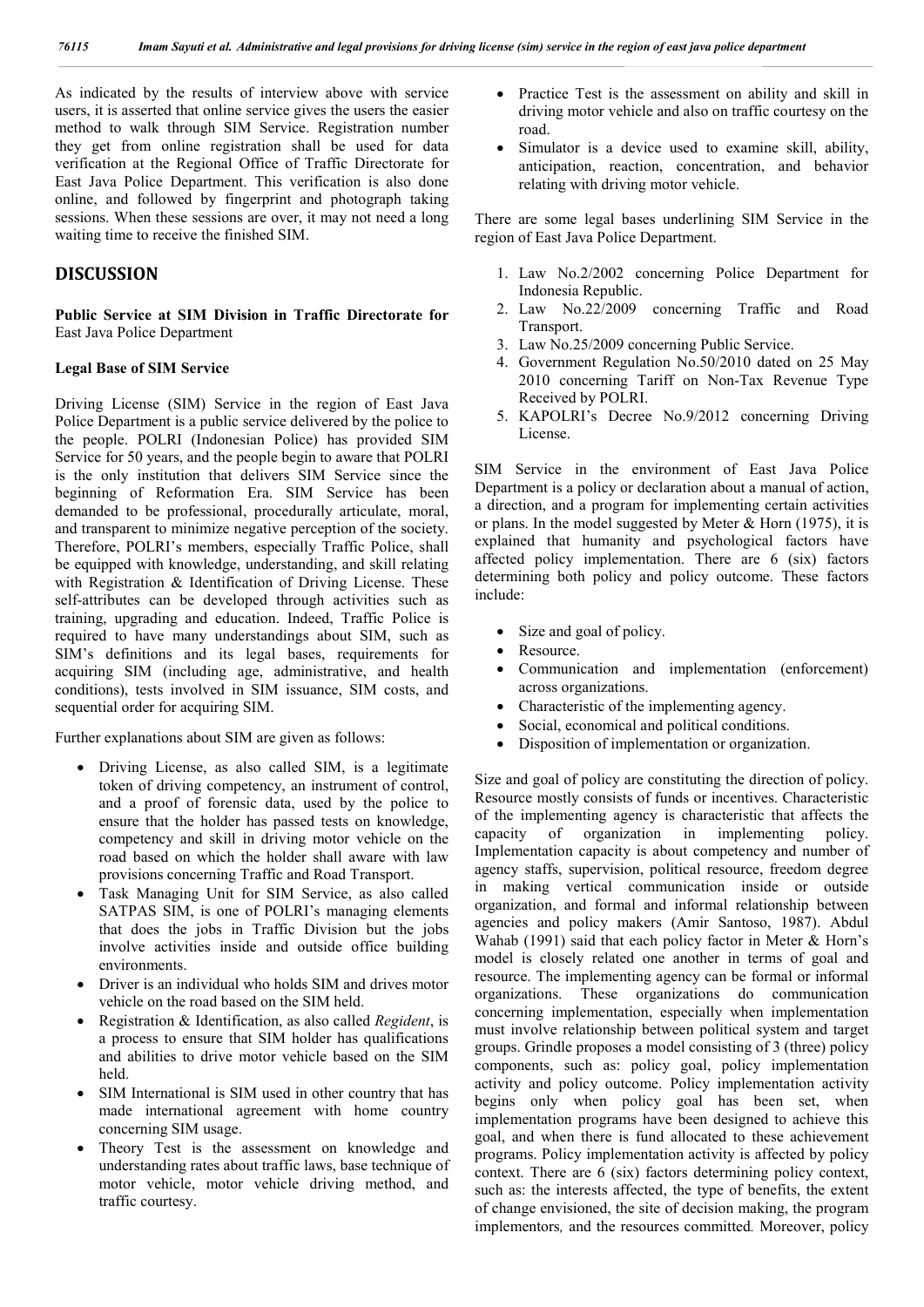As indicated by the results of interview above with service users, it is asserted that online service gives the users the easier method to walk through SIM Service. Registration number they get from online registration shall be used for data verification at the Regional Office of Traffic Directorate for East Java Police Department. This verification is also done online, and followed by fingerprint and photograph taking sessions. When these sessions are over, it may not need a long waiting time to receive the finished SIM.

## DISCUSSION

**Public Service at SIM Division in Traffic Directorate for** East Java Police Department

**Legal Base of SIM Service**

Driving License (SIM) Service in the region of East Java Police Department is a public service delivered by the police to the people. POLRI (Indonesian Police) has provided SIM Service for 50 years, and the people begin to aware that POLRI is the only institution that delivers SIM Service since the beginning of Reformation Era. SIM Service has been demanded to be professional, procedurally articulate, moral, and transparent to minimize negative perception of the society. Therefore, POLRI's members, especially Traffic Police, shall be equipped with knowledge, understanding, and skill relating with Registration & Identification of Driving License. These self-attributes can be developed through activities such as training, upgrading and education. Indeed, Traffic Police is required to have many understandings about SIM, such as SIM's definitions and its legal bases, requirements for acquiring SIM (including age, administrative, and health conditions), tests involved in SIM issuance, SIM costs, and sequential order for acquiring SIM.

Further explanations about SIM are given as follows:

- Driving License, as also called SIM, is a legitimate token of driving competency, an instrument of control, and a proof of forensic data, used by the police to ensure that the holder has passed tests on knowledge, competency and skill in driving motor vehicle on the road based on which the holder shall aware with law provisions concerning Traffic and Road Transport.
- Task Managing Unit for SIM Service, as also called SATPAS SIM, is one of POLRI's managing elements that does the jobs in Traffic Division but the jobs involve activities inside and outside office building environments.
- Driver is an individual who holds SIM and drives motor vehicle on the road based on the SIM held.
- Registration & Identification, as also called *Regident*, is a process to ensure that SIM holder has qualifications and abilities to drive motor vehicle based on the SIM held.
- SIM International is SIM used in other country that has made international agreement with home country concerning SIM usage.
- Theory Test is the assessment on knowledge and understanding rates about traffic laws, base technique of motor vehicle, motor vehicle driving method, and traffic courtesy.
- Practice Test is the assessment on ability and skill in driving motor vehicle and also on traffic courtesy on the road.
- Simulator is a device used to examine skill, ability, anticipation, reaction, concentration, and behavior relating with driving motor vehicle.

There are some legal bases underlining SIM Service in the region of East Java Police Department.

1. Law No.2/2002 concerning Police Department for Indonesia Republic.
2. Law No.22/2009 concerning Traffic and Road Transport.
3. Law No.25/2009 concerning Public Service.
4. Government Regulation No.50/2010 dated on 25 May 2010 concerning Tariff on Non-Tax Revenue Type Received by POLRI.
5. KAPOLRI's Decree No.9/2012 concerning Driving License.

SIM Service in the environment of East Java Police Department is a policy or declaration about a manual of action, a direction, and a program for implementing certain activities or plans. In the model suggested by Meter & Horn (1975), it is explained that humanity and psychological factors have affected policy implementation. There are 6 (six) factors determining both policy and policy outcome. These factors include:

- Size and goal of policy.
- Resource.
- Communication and implementation (enforcement) across organizations.
- Characteristic of the implementing agency.
- Social, economical and political conditions.
- Disposition of implementation or organization.

Size and goal of policy are constituting the direction of policy. Resource mostly consists of funds or incentives. Characteristic of the implementing agency is characteristic that affects the capacity of organization in implementing policy. Implementation capacity is about competency and number of agency staffs, supervision, political resource, freedom degree in making vertical communication inside or outside organization, and formal and informal relationship between agencies and policy makers (Amir Santoso, 1987). Abdul Wahab (1991) said that each policy factor in Meter & Horn's model is closely related one another in terms of goal and resource. The implementing agency can be formal or informal organizations. These organizations do communication concerning implementation, especially when implementation must involve relationship between political system and target groups. Grindle proposes a model consisting of 3 (three) policy components, such as: policy goal, policy implementation activity and policy outcome. Policy implementation activity begins only when policy goal has been set, when implementation programs have been designed to achieve this goal, and when there is fund allocated to these achievement programs. Policy implementation activity is affected by policy context. There are 6 (six) factors determining policy context, such as: the interests affected, the type of benefits, the extent of change envisioned, the site of decision making, the program implementors*,* and the resources committed*.* Moreover, policy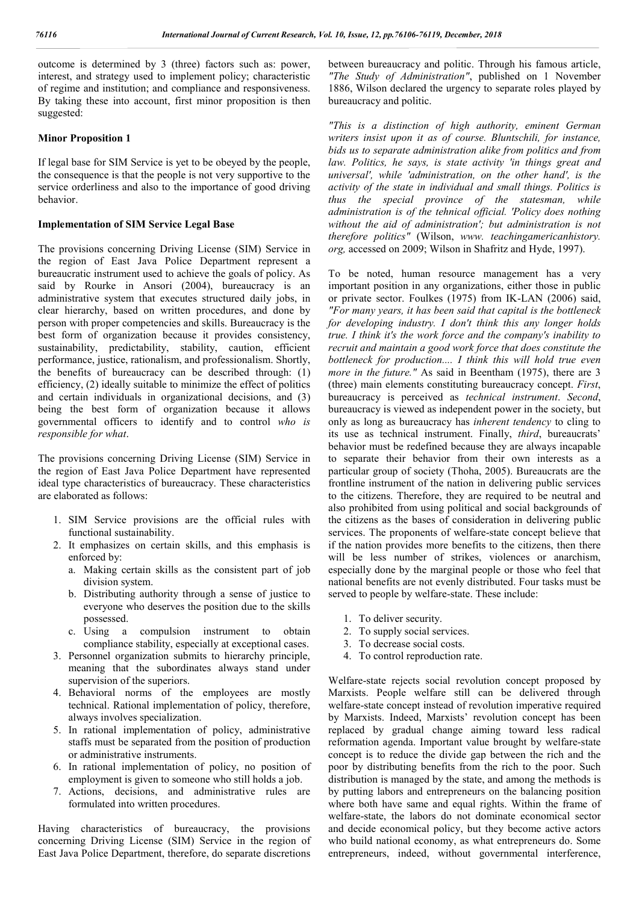outcome is determined by 3 (three) factors such as: power, interest, and strategy used to implement policy; characteristic of regime and institution; and compliance and responsiveness. By taking these into account, first minor proposition is then suggested:

### Minor Proposition 1

If legal base for SIM Service is yet to be obeyed by the people, the consequence is that the people is not very supportive to the service orderliness and also to the importance of good driving behavior.

### Implementation of SIM Service Legal Base

The provisions concerning Driving License (SIM) Service in the region of East Java Police Department represent a bureaucratic instrument used to achieve the goals of policy. As said by Rourke in Ansori (2004), bureaucracy is an administrative system that executes structured daily jobs, in clear hierarchy, based on written procedures, and done by person with proper competencies and skills. Bureaucracy is the best form of organization because it provides consistency, sustainability, predictability, stability, caution, efficient performance, justice, rationalism, and professionalism. Shortly, the benefits of bureaucracy can be described through: (1) efficiency, (2) ideally suitable to minimize the effect of politics and certain individuals in organizational decisions, and (3) being the best form of organization because it allows governmental officers to identify and to control *who is responsible for what*.

The provisions concerning Driving License (SIM) Service in the region of East Java Police Department have represented ideal type characteristics of bureaucracy. These characteristics are elaborated as follows:

1. SIM Service provisions are the official rules with functional sustainability.
2. It emphasizes on certain skills, and this emphasis is enforced by:
   a. Making certain skills as the consistent part of job division system.
   b. Distributing authority through a sense of justice to everyone who deserves the position due to the skills possessed.
   c. Using a compulsion instrument to obtain compliance stability, especially at exceptional cases.
3. Personnel organization submits to hierarchy principle, meaning that the subordinates always stand under supervision of the superiors.
4. Behavioral norms of the employees are mostly technical. Rational implementation of policy, therefore, always involves specialization.
5. In rational implementation of policy, administrative staffs must be separated from the position of production or administrative instruments.
6. In rational implementation of policy, no position of employment is given to someone who still holds a job.
7. Actions, decisions, and administrative rules are formulated into written procedures.

Having characteristics of bureaucracy, the provisions concerning Driving License (SIM) Service in the region of East Java Police Department, therefore, do separate discretions between bureaucracy and politic. Through his famous article, *"The Study of Administration"*, published on 1 November 1886, Wilson declared the urgency to separate roles played by bureaucracy and politic.

*"This is a distinction of high authority, eminent German writers insist upon it as of course. Bluntschili, for instance, bids us to separate administration alike from politics and from law. Politics, he says, is state activity 'in things great and universal', while 'administration, on the other hand', is the activity of the state in individual and small things. Politics is thus the special province of the statesman, while administration is of the tehnical official. 'Policy does nothing without the aid of administration'; but administration is not therefore politics"* (Wilson, *www. teachingamericanhistory. org,* accessed on 2009; Wilson in Shafritz and Hyde, 1997).

To be noted, human resource management has a very important position in any organizations, either those in public or private sector. Foulkes (1975) from IK-LAN (2006) said, *"For many years, it has been said that capital is the bottleneck for developing industry. I don't think this any longer holds true. I think it's the work force and the company's inability to recruit and maintain a good work force that does constitute the bottleneck for production.... I think this will hold true even more in the future."* As said in Beentham (1975), there are 3 (three) main elements constituting bureaucracy concept. *First*, bureaucracy is perceived as *technical instrument*. *Second*, bureaucracy is viewed as independent power in the society, but only as long as bureaucracy has *inherent tendency* to cling to its use as technical instrument. Finally, *third*, bureaucrats' behavior must be redefined because they are always incapable to separate their behavior from their own interests as a particular group of society (Thoha, 2005). Bureaucrats are the frontline instrument of the nation in delivering public services to the citizens. Therefore, they are required to be neutral and also prohibited from using political and social backgrounds of the citizens as the bases of consideration in delivering public services. The proponents of welfare-state concept believe that if the nation provides more benefits to the citizens, then there will be less number of strikes, violences or anarchism, especially done by the marginal people or those who feel that national benefits are not evenly distributed. Four tasks must be served to people by welfare-state. These include:

1. To deliver security.
2. To supply social services.
3. To decrease social costs.
4. To control reproduction rate.

Welfare-state rejects social revolution concept proposed by Marxists. People welfare still can be delivered through welfare-state concept instead of revolution imperative required by Marxists. Indeed, Marxists' revolution concept has been replaced by gradual change aiming toward less radical reformation agenda. Important value brought by welfare-state concept is to reduce the divide gap between the rich and the poor by distributing benefits from the rich to the poor. Such distribution is managed by the state, and among the methods is by putting labors and entrepreneurs on the balancing position where both have same and equal rights. Within the frame of welfare-state, the labors do not dominate economical sector and decide economical policy, but they become active actors who build national economy, as what entrepreneurs do. Some entrepreneurs, indeed, without governmental interference,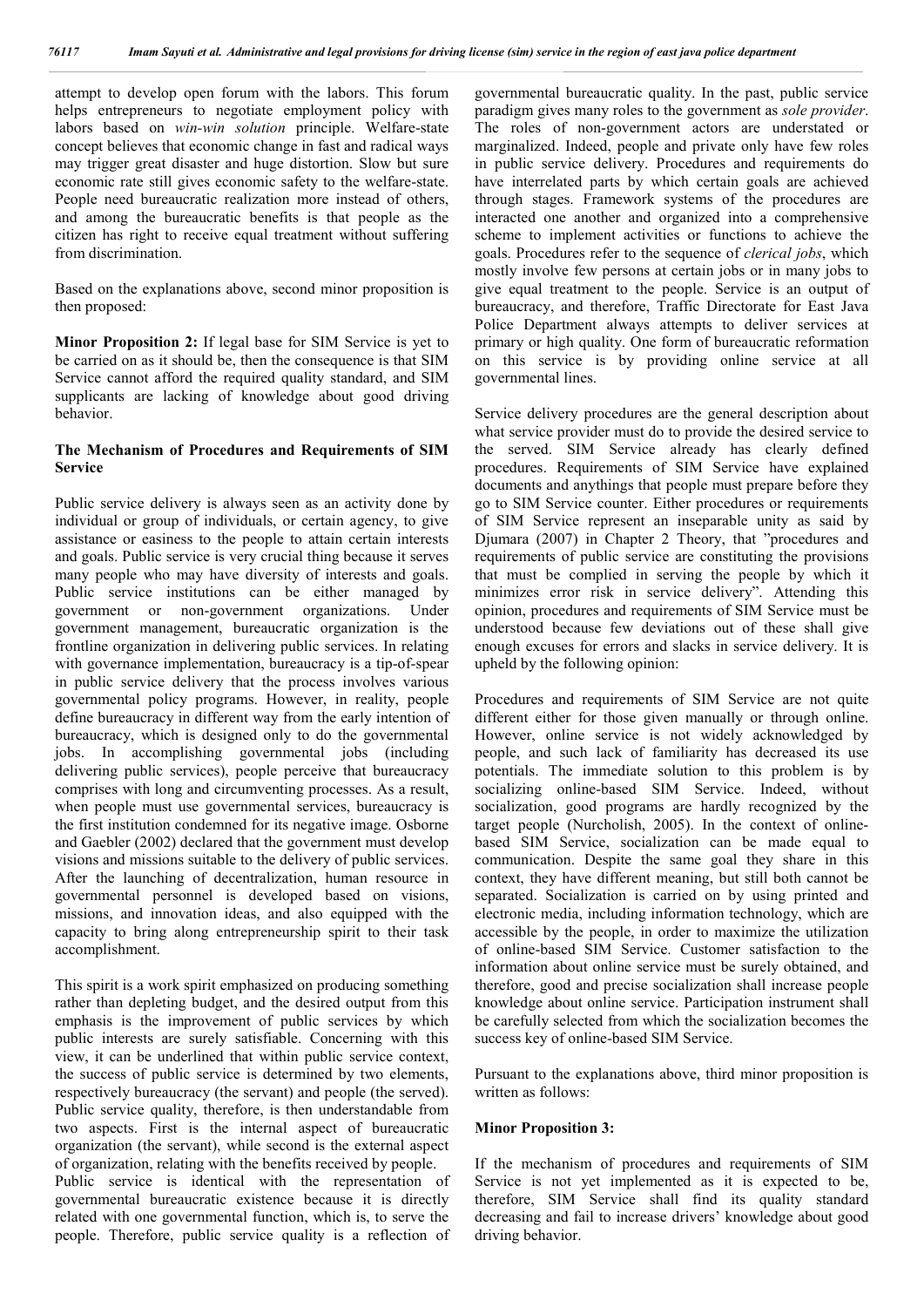attempt to develop open forum with the labors. This forum helps entrepreneurs to negotiate employment policy with labors based on *win-win solution* principle. Welfare-state concept believes that economic change in fast and radical ways may trigger great disaster and huge distortion. Slow but sure economic rate still gives economic safety to the welfare-state. People need bureaucratic realization more instead of others, and among the bureaucratic benefits is that people as the citizen has right to receive equal treatment without suffering from discrimination.

Based on the explanations above, second minor proposition is then proposed:

**Minor Proposition 2:** If legal base for SIM Service is yet to be carried on as it should be, then the consequence is that SIM Service cannot afford the required quality standard, and SIM supplicants are lacking of knowledge about good driving behavior.

### The Mechanism of Procedures and Requirements of SIM Service

Public service delivery is always seen as an activity done by individual or group of individuals, or certain agency, to give assistance or easiness to the people to attain certain interests and goals. Public service is very crucial thing because it serves many people who may have diversity of interests and goals. Public service institutions can be either managed by government or non-government organizations. Under government management, bureaucratic organization is the frontline organization in delivering public services. In relating with governance implementation, bureaucracy is a tip-of-spear in public service delivery that the process involves various governmental policy programs. However, in reality, people define bureaucracy in different way from the early intention of bureaucracy, which is designed only to do the governmental jobs. In accomplishing governmental jobs (including delivering public services), people perceive that bureaucracy comprises with long and circumventing processes. As a result, when people must use governmental services, bureaucracy is the first institution condemned for its negative image. Osborne and Gaebler (2002) declared that the government must develop visions and missions suitable to the delivery of public services. After the launching of decentralization, human resource in governmental personnel is developed based on visions, missions, and innovation ideas, and also equipped with the capacity to bring along entrepreneurship spirit to their task accomplishment.

This spirit is a work spirit emphasized on producing something rather than depleting budget, and the desired output from this emphasis is the improvement of public services by which public interests are surely satisfiable. Concerning with this view, it can be underlined that within public service context, the success of public service is determined by two elements, respectively bureaucracy (the servant) and people (the served). Public service quality, therefore, is then understandable from two aspects. First is the internal aspect of bureaucratic organization (the servant), while second is the external aspect of organization, relating with the benefits received by people. Public service is identical with the representation of governmental bureaucratic existence because it is directly related with one governmental function, which is, to serve the people. Therefore, public service quality is a reflection of governmental bureaucratic quality. In the past, public service paradigm gives many roles to the government as *sole provider*. The roles of non-government actors are understated or marginalized. Indeed, people and private only have few roles in public service delivery. Procedures and requirements do have interrelated parts by which certain goals are achieved through stages. Framework systems of the procedures are interacted one another and organized into a comprehensive scheme to implement activities or functions to achieve the goals. Procedures refer to the sequence of *clerical jobs*, which mostly involve few persons at certain jobs or in many jobs to give equal treatment to the people. Service is an output of bureaucracy, and therefore, Traffic Directorate for East Java Police Department always attempts to deliver services at primary or high quality. One form of bureaucratic reformation on this service is by providing online service at all governmental lines.

Service delivery procedures are the general description about what service provider must do to provide the desired service to the served. SIM Service already has clearly defined procedures. Requirements of SIM Service have explained documents and anythings that people must prepare before they go to SIM Service counter. Either procedures or requirements of SIM Service represent an inseparable unity as said by Djumara (2007) in Chapter 2 Theory, that "procedures and requirements of public service are constituting the provisions that must be complied in serving the people by which it minimizes error risk in service delivery". Attending this opinion, procedures and requirements of SIM Service must be understood because few deviations out of these shall give enough excuses for errors and slacks in service delivery. It is upheld by the following opinion:

Procedures and requirements of SIM Service are not quite different either for those given manually or through online. However, online service is not widely acknowledged by people, and such lack of familiarity has decreased its use potentials. The immediate solution to this problem is by socializing online-based SIM Service. Indeed, without socialization, good programs are hardly recognized by the target people (Nurcholish, 2005). In the context of online-based SIM Service, socialization can be made equal to communication. Despite the same goal they share in this context, they have different meaning, but still both cannot be separated. Socialization is carried on by using printed and electronic media, including information technology, which are accessible by the people, in order to maximize the utilization of online-based SIM Service. Customer satisfaction to the information about online service must be surely obtained, and therefore, good and precise socialization shall increase people knowledge about online service. Participation instrument shall be carefully selected from which the socialization becomes the success key of online-based SIM Service.

Pursuant to the explanations above, third minor proposition is written as follows:

**Minor Proposition 3:**

If the mechanism of procedures and requirements of SIM Service is not yet implemented as it is expected to be, therefore, SIM Service shall find its quality standard decreasing and fail to increase drivers' knowledge about good driving behavior.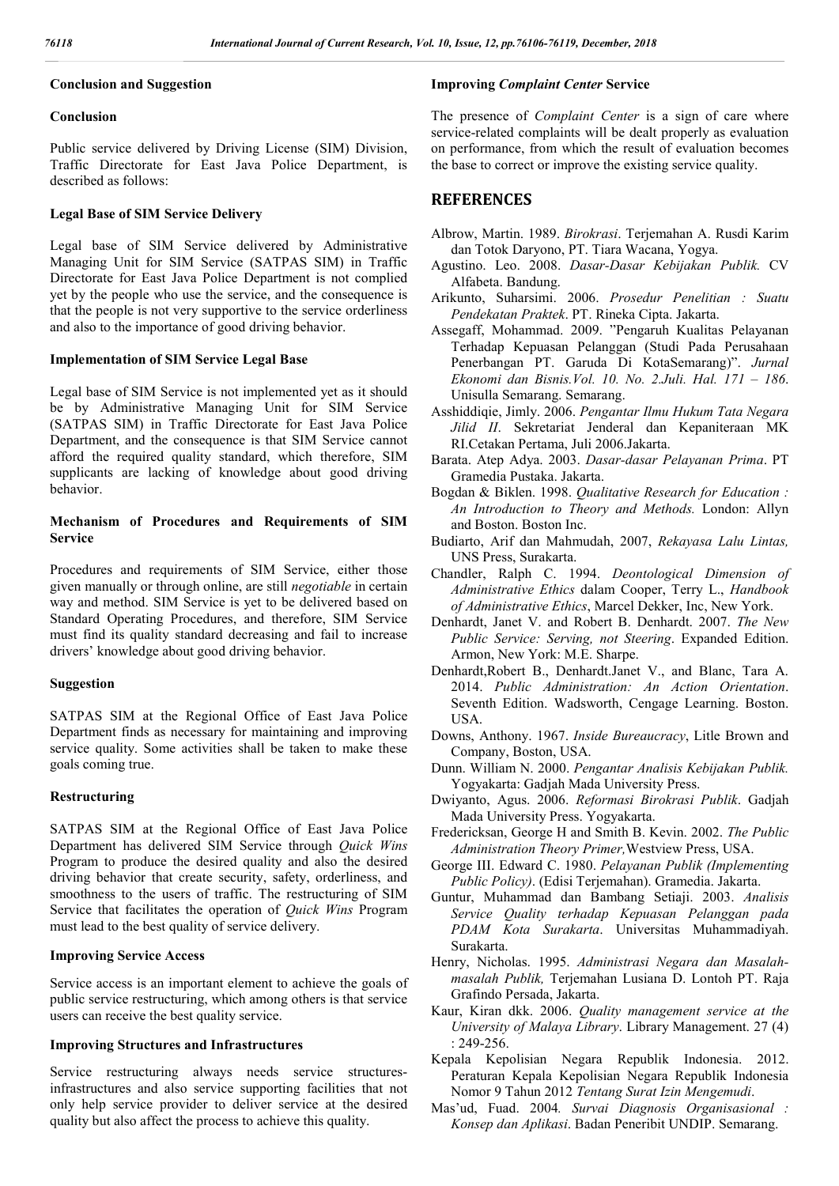## Conclusion and Suggestion

### Conclusion

Public service delivered by Driving License (SIM) Division, Traffic Directorate for East Java Police Department, is described as follows:

#### Legal Base of SIM Service Delivery

Legal base of SIM Service delivered by Administrative Managing Unit for SIM Service (SATPAS SIM) in Traffic Directorate for East Java Police Department is not complied yet by the people who use the service, and the consequence is that the people is not very supportive to the service orderliness and also to the importance of good driving behavior.

#### Implementation of SIM Service Legal Base

Legal base of SIM Service is not implemented yet as it should be by Administrative Managing Unit for SIM Service (SATPAS SIM) in Traffic Directorate for East Java Police Department, and the consequence is that SIM Service cannot afford the required quality standard, which therefore, SIM supplicants are lacking of knowledge about good driving behavior.

#### Mechanism of Procedures and Requirements of SIM Service

Procedures and requirements of SIM Service, either those given manually or through online, are still *negotiable* in certain way and method. SIM Service is yet to be delivered based on Standard Operating Procedures, and therefore, SIM Service must find its quality standard decreasing and fail to increase drivers' knowledge about good driving behavior.

### Suggestion

SATPAS SIM at the Regional Office of East Java Police Department finds as necessary for maintaining and improving service quality. Some activities shall be taken to make these goals coming true.

#### Restructuring

SATPAS SIM at the Regional Office of East Java Police Department has delivered SIM Service through *Quick Wins* Program to produce the desired quality and also the desired driving behavior that create security, safety, orderliness, and smoothness to the users of traffic. The restructuring of SIM Service that facilitates the operation of *Quick Wins* Program must lead to the best quality of service delivery.

#### Improving Service Access

Service access is an important element to achieve the goals of public service restructuring, which among others is that service users can receive the best quality service.

#### Improving Structures and Infrastructures

Service restructuring always needs service structures-infrastructures and also service supporting facilities that not only help service provider to deliver service at the desired quality but also affect the process to achieve this quality.

#### Improving *Complaint Center* Service

The presence of *Complaint Center* is a sign of care where service-related complaints will be dealt properly as evaluation on performance, from which the result of evaluation becomes the base to correct or improve the existing service quality.

## REFERENCES

Albrow, Martin. 1989. *Birokrasi*. Terjemahan A. Rusdi Karim dan Totok Daryono, PT. Tiara Wacana, Yogya.

Agustino. Leo. 2008. *Dasar-Dasar Kebijakan Publik.* CV Alfabeta. Bandung.

Arikunto, Suharsimi. 2006. *Prosedur Penelitian : Suatu Pendekatan Praktek*. PT. Rineka Cipta. Jakarta.

Assegaff, Mohammad. 2009. "Pengaruh Kualitas Pelayanan Terhadap Kepuasan Pelanggan (Studi Pada Perusahaan Penerbangan PT. Garuda Di KotaSemarang)". *Jurnal Ekonomi dan Bisnis.Vol. 10. No. 2.Juli. Hal. 171 – 186*. Unisulla Semarang. Semarang.

Asshiddiqie, Jimly. 2006. *Pengantar Ilmu Hukum Tata Negara Jilid II.* Sekretariat Jenderal dan Kepaniteraan MK RI.Cetakan Pertama, Juli 2006.Jakarta.

Barata. Atep Adya. 2003. *Dasar-dasar Pelayanan Prima*. PT Gramedia Pustaka. Jakarta.

Bogdan & Biklen. 1998. *Qualitative Research for Education : An Introduction to Theory and Methods.* London: Allyn and Boston. Boston Inc.

Budiarto, Arif dan Mahmudah, 2007, *Rekayasa Lalu Lintas,* UNS Press, Surakarta.

Chandler, Ralph C. 1994. *Deontological Dimension of Administrative Ethics* dalam Cooper, Terry L., *Handbook of Administrative Ethics*, Marcel Dekker, Inc, New York.

Denhardt, Janet V. and Robert B. Denhardt. 2007. *The New Public Service: Serving, not Steering*. Expanded Edition. Armon, New York: M.E. Sharpe.

Denhardt,Robert B., Denhardt.Janet V., and Blanc, Tara A. 2014. *Public Administration: An Action Orientation*. Seventh Edition. Wadsworth, Cengage Learning. Boston. USA.

Downs, Anthony. 1967. *Inside Bureaucracy*, Litle Brown and Company, Boston, USA.

Dunn. William N. 2000. *Pengantar Analisis Kebijakan Publik.* Yogyakarta: Gadjah Mada University Press.

Dwiyanto, Agus. 2006. *Reformasi Birokrasi Publik*. Gadjah Mada University Press. Yogyakarta.

Fredericksan, George H and Smith B. Kevin. 2002. *The Public Administration Theory Primer,*Westview Press, USA.

George III. Edward C. 1980. *Pelayanan Publik (Implementing Public Policy)*. (Edisi Terjemahan). Gramedia. Jakarta.

Guntur, Muhammad dan Bambang Setiaji. 2003. *Analisis Service Quality terhadap Kepuasan Pelanggan pada PDAM Kota Surakarta*. Universitas Muhammadiyah. Surakarta.

Henry, Nicholas. 1995. *Administrasi Negara dan Masalah-masalah Publik,* Terjemahan Lusiana D. Lontoh PT. Raja Grafindo Persada, Jakarta.

Kaur, Kiran dkk. 2006. *Quality management service at the University of Malaya Library*. Library Management. 27 (4) : 249-256.

Kepala Kepolisian Negara Republik Indonesia. 2012. Peraturan Kepala Kepolisian Negara Republik Indonesia Nomor 9 Tahun 2012 *Tentang Surat Izin Mengemudi*.

Mas'ud, Fuad. 2004*. Survai Diagnosis Organisasional : Konsep dan Aplikasi*. Badan Peneribit UNDIP. Semarang.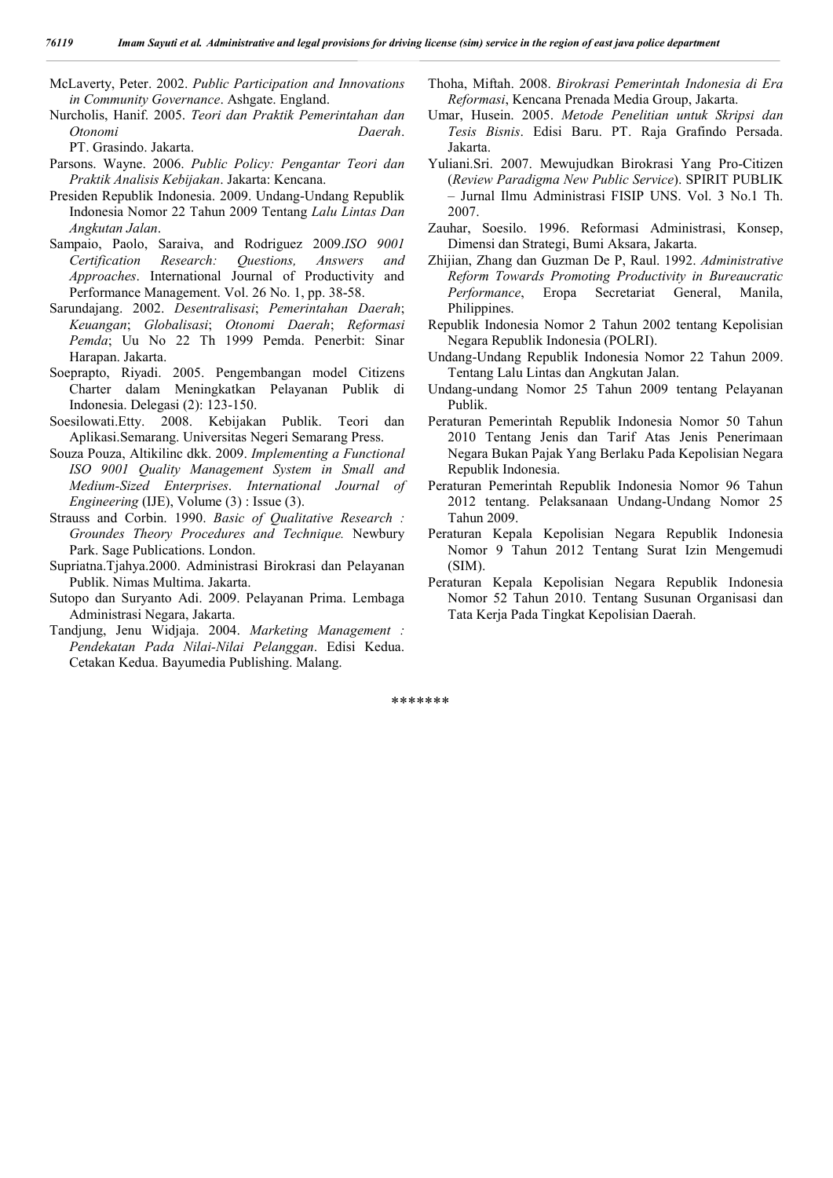McLaverty, Peter. 2002. *Public Participation and Innovations in Community Governance*. Ashgate. England.

Nurcholis, Hanif. 2005. *Teori dan Praktik Pemerintahan dan Otonomi Daerah*. PT. Grasindo. Jakarta.

Parsons. Wayne. 2006. *Public Policy: Pengantar Teori dan Praktik Analisis Kebijakan*. Jakarta: Kencana.

Presiden Republik Indonesia. 2009. Undang-Undang Republik Indonesia Nomor 22 Tahun 2009 Tentang *Lalu Lintas Dan Angkutan Jalan*.

Sampaio, Paolo, Saraiva, and Rodriguez 2009.*ISO 9001 Certification Research: Questions, Answers and Approaches*. International Journal of Productivity and Performance Management. Vol. 26 No. 1, pp. 38-58.

Sarundajang. 2002. *Desentralisasi*; *Pemerintahan Daerah*; *Keuangan*; *Globalisasi*; *Otonomi Daerah*; *Reformasi Pemda*; Uu No 22 Th 1999 Pemda. Penerbit: Sinar Harapan. Jakarta.

Soeprapto, Riyadi. 2005. Pengembangan model Citizens Charter dalam Meningkatkan Pelayanan Publik di Indonesia. Delegasi (2): 123-150.

Soesilowati.Etty. 2008. Kebijakan Publik. Teori dan Aplikasi.Semarang. Universitas Negeri Semarang Press.

Souza Pouza, Altikilinc dkk. 2009. *Implementing a Functional ISO 9001 Quality Management System in Small and Medium-Sized Enterprises*. *International Journal of Engineering* (IJE), Volume (3) : Issue (3).

Strauss and Corbin. 1990. *Basic of Qualitative Research : Groundes Theory Procedures and Technique.* Newbury Park. Sage Publications. London.

Supriatna.Tjahya.2000. Administrasi Birokrasi dan Pelayanan Publik. Nimas Multima. Jakarta.

Sutopo dan Suryanto Adi. 2009. Pelayanan Prima. Lembaga Administrasi Negara, Jakarta.

Tandjung, Jenu Widjaja. 2004. *Marketing Management : Pendekatan Pada Nilai-Nilai Pelanggan*. Edisi Kedua. Cetakan Kedua. Bayumedia Publishing. Malang.

Thoha, Miftah. 2008. *Birokrasi Pemerintah Indonesia di Era Reformasi*, Kencana Prenada Media Group, Jakarta.

Umar, Husein. 2005. *Metode Penelitian untuk Skripsi dan Tesis Bisnis*. Edisi Baru. PT. Raja Grafindo Persada. Jakarta.

Yuliani.Sri. 2007. Mewujudkan Birokrasi Yang Pro-Citizen (*Review Paradigma New Public Service*). SPIRIT PUBLIK – Jurnal Ilmu Administrasi FISIP UNS. Vol. 3 No.1 Th. 2007.

Zauhar, Soesilo. 1996. Reformasi Administrasi, Konsep, Dimensi dan Strategi, Bumi Aksara, Jakarta.

Zhijian, Zhang dan Guzman De P, Raul. 1992. *Administrative Reform Towards Promoting Productivity in Bureaucratic Performance*, Eropa Secretariat General, Manila, Philippines.

Republik Indonesia Nomor 2 Tahun 2002 tentang Kepolisian Negara Republik Indonesia (POLRI).

Undang-Undang Republik Indonesia Nomor 22 Tahun 2009. Tentang Lalu Lintas dan Angkutan Jalan.

Undang-undang Nomor 25 Tahun 2009 tentang Pelayanan Publik.

Peraturan Pemerintah Republik Indonesia Nomor 50 Tahun 2010 Tentang Jenis dan Tarif Atas Jenis Penerimaan Negara Bukan Pajak Yang Berlaku Pada Kepolisian Negara Republik Indonesia.

Peraturan Pemerintah Republik Indonesia Nomor 96 Tahun 2012 tentang. Pelaksanaan Undang-Undang Nomor 25 Tahun 2009.

Peraturan Kepala Kepolisian Negara Republik Indonesia Nomor 9 Tahun 2012 Tentang Surat Izin Mengemudi (SIM).

Peraturan Kepala Kepolisian Negara Republik Indonesia Nomor 52 Tahun 2010. Tentang Susunan Organisasi dan Tata Kerja Pada Tingkat Kepolisian Daerah.

*******